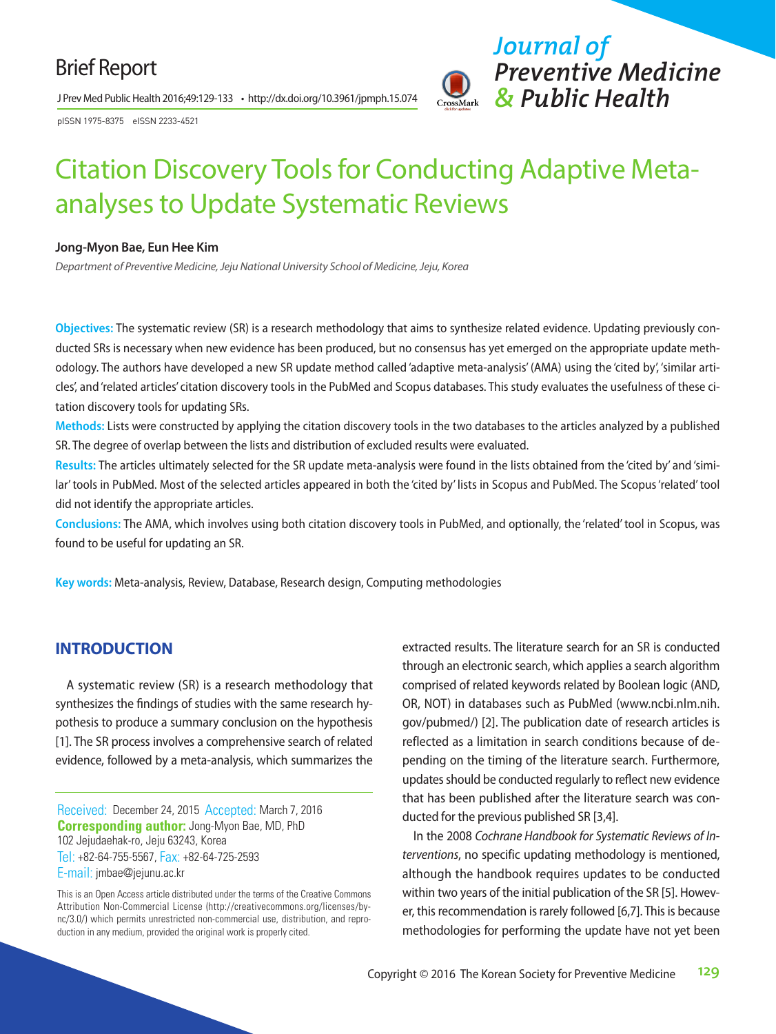Brief Report

pISSN 1975-8375 eISSN 2233-4521

# Citation Discovery Tools for Conducting Adaptive Meta-analyses to Update Systematic Reviews

**Jong-Myon Bae, Eun Hee Kim**

*Department of Preventive Medicine, Jeju National University School of Medicine, Jeju, Korea*

**Objectives:** The systematic review (SR) is a research methodology that aims to synthesize related evidence. Updating previously conducted SRs is necessary when new evidence has been produced, but no consensus has yet emerged on the appropriate update methodology. The authors have developed a new SR update method called 'adaptive meta-analysis' (AMA) using the 'cited by', 'similar articles', and 'related articles' citation discovery tools in the PubMed and Scopus databases. This study evaluates the usefulness of these citation discovery tools for updating SRs.

**Methods:** Lists were constructed by applying the citation discovery tools in the two databases to the articles analyzed by a published SR. The degree of overlap between the lists and distribution of excluded results were evaluated.

**Results:** The articles ultimately selected for the SR update meta-analysis were found in the lists obtained from the 'cited by' and 'similar' tools in PubMed. Most of the selected articles appeared in both the 'cited by' lists in Scopus and PubMed. The Scopus 'related' tool did not identify the appropriate articles.

**Conclusions:** The AMA, which involves using both citation discovery tools in PubMed, and optionally, the 'related' tool in Scopus, was found to be useful for updating an SR.

**Key words:** Meta-analysis, Review, Database, Research design, Computing methodologies

## INTRODUCTION

A systematic review (SR) is a research methodology that synthesizes the findings of studies with the same research hypothesis to produce a summary conclusion on the hypothesis [1]. The SR process involves a comprehensive search of related evidence, followed by a meta-analysis, which summarizes the extracted results. The literature search for an SR is conducted through an electronic search, which applies a search algorithm comprised of related keywords related by Boolean logic (AND, OR, NOT) in databases such as PubMed (www.ncbi.nlm.nih.gov/pubmed/) [2]. The publication date of research articles is reflected as a limitation in search conditions because of depending on the timing of the literature search. Furthermore, updates should be conducted regularly to reflect new evidence that has been published after the literature search was conducted for the previous published SR [3,4].

In the 2008 *Cochrane Handbook for Systematic Reviews of Interventions*, no specific updating methodology is mentioned, although the handbook requires updates to be conducted within two years of the initial publication of the SR [5]. However, this recommendation is rarely followed [6,7]. This is because methodologies for performing the update have not yet been

Received: December 24, 2015 Accepted: March 7, 2016
**Corresponding author:** Jong-Myon Bae, MD, PhD
102 Jejudaehak-ro, Jeju 63243, Korea
Tel: +82-64-755-5567, Fax: +82-64-725-2593
E-mail: jmbae@jejunu.ac.kr

This is an Open Access article distributed under the terms of the Creative Commons Attribution Non-Commercial License (http://creativecommons.org/licenses/by-nc/3.0/) which permits unrestricted non-commercial use, distribution, and reproduction in any medium, provided the original work is properly cited.

Copyright © 2016 The Korean Society for Preventive Medicine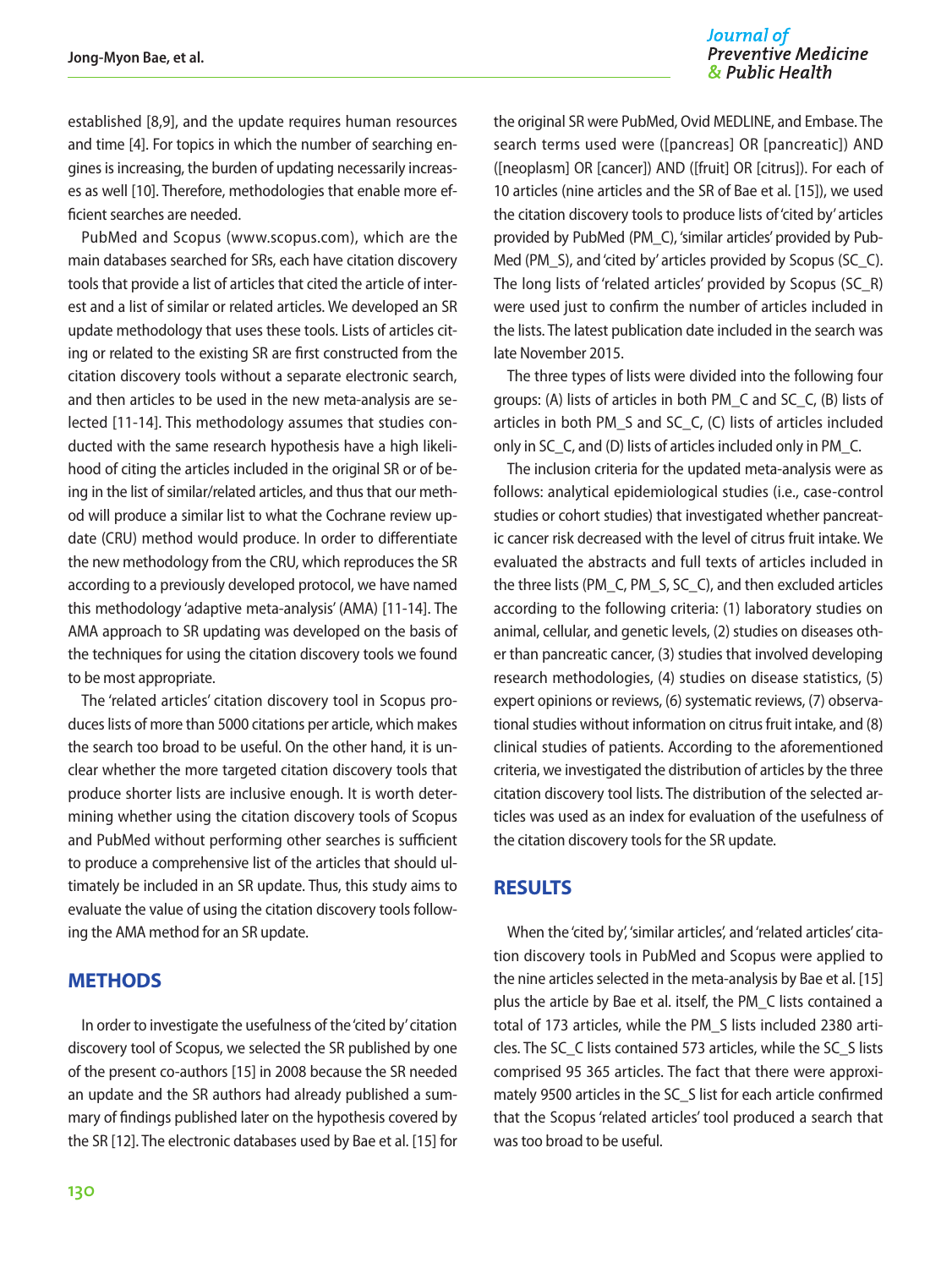established [8,9], and the update requires human resources and time [4]. For topics in which the number of searching engines is increasing, the burden of updating necessarily increases as well [10]. Therefore, methodologies that enable more efficient searches are needed.

PubMed and Scopus (www.scopus.com), which are the main databases searched for SRs, each have citation discovery tools that provide a list of articles that cited the article of interest and a list of similar or related articles. We developed an SR update methodology that uses these tools. Lists of articles citing or related to the existing SR are first constructed from the citation discovery tools without a separate electronic search, and then articles to be used in the new meta-analysis are selected [11-14]. This methodology assumes that studies conducted with the same research hypothesis have a high likelihood of citing the articles included in the original SR or of being in the list of similar/related articles, and thus that our method will produce a similar list to what the Cochrane review update (CRU) method would produce. In order to differentiate the new methodology from the CRU, which reproduces the SR according to a previously developed protocol, we have named this methodology 'adaptive meta-analysis' (AMA) [11-14]. The AMA approach to SR updating was developed on the basis of the techniques for using the citation discovery tools we found to be most appropriate.

The 'related articles' citation discovery tool in Scopus produces lists of more than 5000 citations per article, which makes the search too broad to be useful. On the other hand, it is unclear whether the more targeted citation discovery tools that produce shorter lists are inclusive enough. It is worth determining whether using the citation discovery tools of Scopus and PubMed without performing other searches is sufficient to produce a comprehensive list of the articles that should ultimately be included in an SR update. Thus, this study aims to evaluate the value of using the citation discovery tools following the AMA method for an SR update.

## METHODS

In order to investigate the usefulness of the 'cited by' citation discovery tool of Scopus, we selected the SR published by one of the present co-authors [15] in 2008 because the SR needed an update and the SR authors had already published a summary of findings published later on the hypothesis covered by the SR [12]. The electronic databases used by Bae et al. [15] for the original SR were PubMed, Ovid MEDLINE, and Embase. The search terms used were ([pancreas] OR [pancreatic]) AND ([neoplasm] OR [cancer]) AND ([fruit] OR [citrus]). For each of 10 articles (nine articles and the SR of Bae et al. [15]), we used the citation discovery tools to produce lists of 'cited by' articles provided by PubMed (PM_C), 'similar articles' provided by PubMed (PM_S), and 'cited by' articles provided by Scopus (SC_C). The long lists of 'related articles' provided by Scopus (SC_R) were used just to confirm the number of articles included in the lists. The latest publication date included in the search was late November 2015.

The three types of lists were divided into the following four groups: (A) lists of articles in both PM_C and SC_C, (B) lists of articles in both PM_S and SC_C, (C) lists of articles included only in SC_C, and (D) lists of articles included only in PM_C.

The inclusion criteria for the updated meta-analysis were as follows: analytical epidemiological studies (i.e., case-control studies or cohort studies) that investigated whether pancreatic cancer risk decreased with the level of citrus fruit intake. We evaluated the abstracts and full texts of articles included in the three lists (PM_C, PM_S, SC_C), and then excluded articles according to the following criteria: (1) laboratory studies on animal, cellular, and genetic levels, (2) studies on diseases other than pancreatic cancer, (3) studies that involved developing research methodologies, (4) studies on disease statistics, (5) expert opinions or reviews, (6) systematic reviews, (7) observational studies without information on citrus fruit intake, and (8) clinical studies of patients. According to the aforementioned criteria, we investigated the distribution of articles by the three citation discovery tool lists. The distribution of the selected articles was used as an index for evaluation of the usefulness of the citation discovery tools for the SR update.

## RESULTS

When the 'cited by', 'similar articles', and 'related articles' citation discovery tools in PubMed and Scopus were applied to the nine articles selected in the meta-analysis by Bae et al. [15] plus the article by Bae et al. itself, the PM_C lists contained a total of 173 articles, while the PM_S lists included 2380 articles. The SC_C lists contained 573 articles, while the SC_S lists comprised 95 365 articles. The fact that there were approximately 9500 articles in the SC_S list for each article confirmed that the Scopus 'related articles' tool produced a search that was too broad to be useful.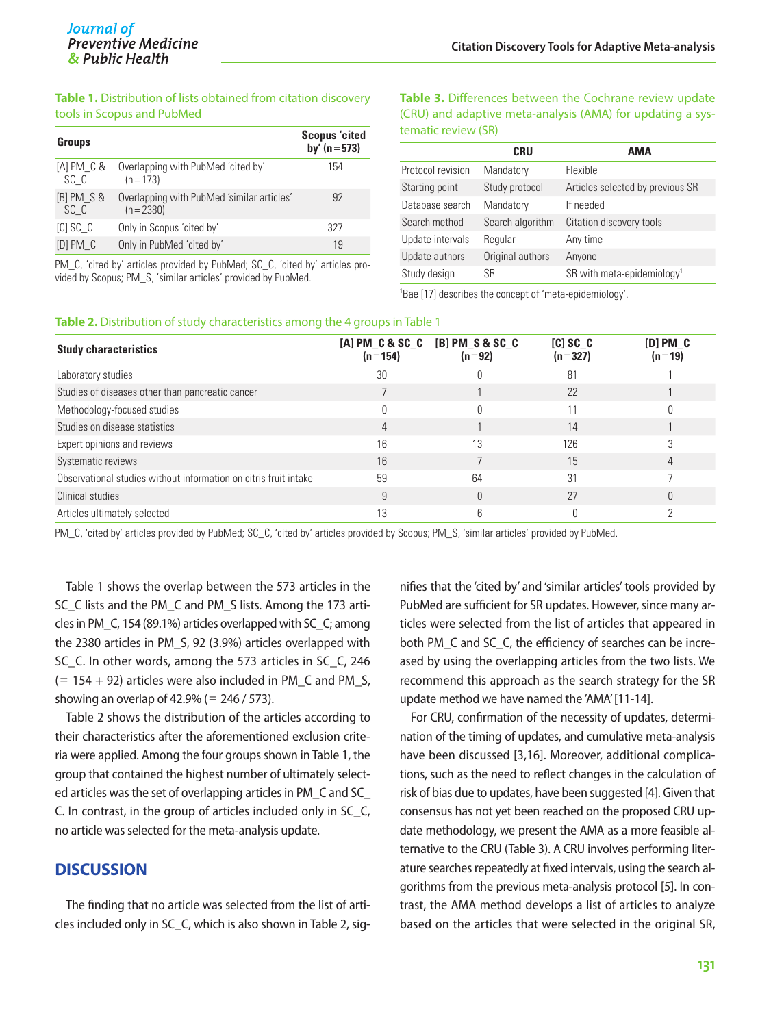**Table 1.** Distribution of lists obtained from citation discovery tools in Scopus and PubMed

| Groups | | Scopus 'cited by' (n=573) |
|---|---|---|
| [A] PM_C & SC_C | Overlapping with PubMed 'cited by' (n=173) | 154 |
| [B] PM_S & SC_C | Overlapping with PubMed 'similar articles' (n=2380) | 92 |
| [C] SC_C | Only in Scopus 'cited by' | 327 |
| [D] PM_C | Only in PubMed 'cited by' | 19 |

PM_C, 'cited by' articles provided by PubMed; SC_C, 'cited by' articles provided by Scopus; PM_S, 'similar articles' provided by PubMed.

**Table 3.** Differences between the Cochrane review update (CRU) and adaptive meta-analysis (AMA) for updating a systematic review (SR)

| | CRU | AMA |
|---|---|---|
| Protocol revision | Mandatory | Flexible |
| Starting point | Study protocol | Articles selected by previous SR |
| Database search | Mandatory | If needed |
| Search method | Search algorithm | Citation discovery tools |
| Update intervals | Regular | Any time |
| Update authors | Original authors | Anyone |
| Study design | SR | SR with meta-epidemiology[1] |

[1]Bae [17] describes the concept of 'meta-epidemiology'.

**Table 2.** Distribution of study characteristics among the 4 groups in Table 1

| Study characteristics | [A] PM_C & SC_C (n=154) | [B] PM_S & SC_C (n=92) | [C] SC_C (n=327) | [D] PM_C (n=19) |
|---|---|---|---|---|
| Laboratory studies | 30 | 0 | 81 | 1 |
| Studies of diseases other than pancreatic cancer | 7 | 1 | 22 | 1 |
| Methodology-focused studies | 0 | 0 | 11 | 0 |
| Studies on disease statistics | 4 | 1 | 14 | 1 |
| Expert opinions and reviews | 16 | 13 | 126 | 3 |
| Systematic reviews | 16 | 7 | 15 | 4 |
| Observational studies without information on citris fruit intake | 59 | 64 | 31 | 7 |
| Clinical studies | 9 | 0 | 27 | 0 |
| Articles ultimately selected | 13 | 6 | 0 | 2 |

PM_C, 'cited by' articles provided by PubMed; SC_C, 'cited by' articles provided by Scopus; PM_S, 'similar articles' provided by PubMed.

Table 1 shows the overlap between the 573 articles in the SC_C lists and the PM_C and PM_S lists. Among the 173 articles in PM_C, 154 (89.1%) articles overlapped with SC_C; among the 2380 articles in PM_S, 92 (3.9%) articles overlapped with SC_C. In other words, among the 573 articles in SC_C, 246 (= 154 + 92) articles were also included in PM_C and PM_S, showing an overlap of 42.9% (= 246 / 573).

Table 2 shows the distribution of the articles according to their characteristics after the aforementioned exclusion criteria were applied. Among the four groups shown in Table 1, the group that contained the highest number of ultimately selected articles was the set of overlapping articles in PM_C and SC_C. In contrast, in the group of articles included only in SC_C, no article was selected for the meta-analysis update.

## DISCUSSION

The finding that no article was selected from the list of articles included only in SC_C, which is also shown in Table 2, signifies that the 'cited by' and 'similar articles' tools provided by PubMed are sufficient for SR updates. However, since many articles were selected from the list of articles that appeared in both PM_C and SC_C, the efficiency of searches can be increased by using the overlapping articles from the two lists. We recommend this approach as the search strategy for the SR update method we have named the 'AMA' [11-14].

For CRU, confirmation of the necessity of updates, determination of the timing of updates, and cumulative meta-analysis have been discussed [3,16]. Moreover, additional complications, such as the need to reflect changes in the calculation of risk of bias due to updates, have been suggested [4]. Given that consensus has not yet been reached on the proposed CRU update methodology, we present the AMA as a more feasible alternative to the CRU (Table 3). A CRU involves performing literature searches repeatedly at fixed intervals, using the search algorithms from the previous meta-analysis protocol [5]. In contrast, the AMA method develops a list of articles to analyze based on the articles that were selected in the original SR,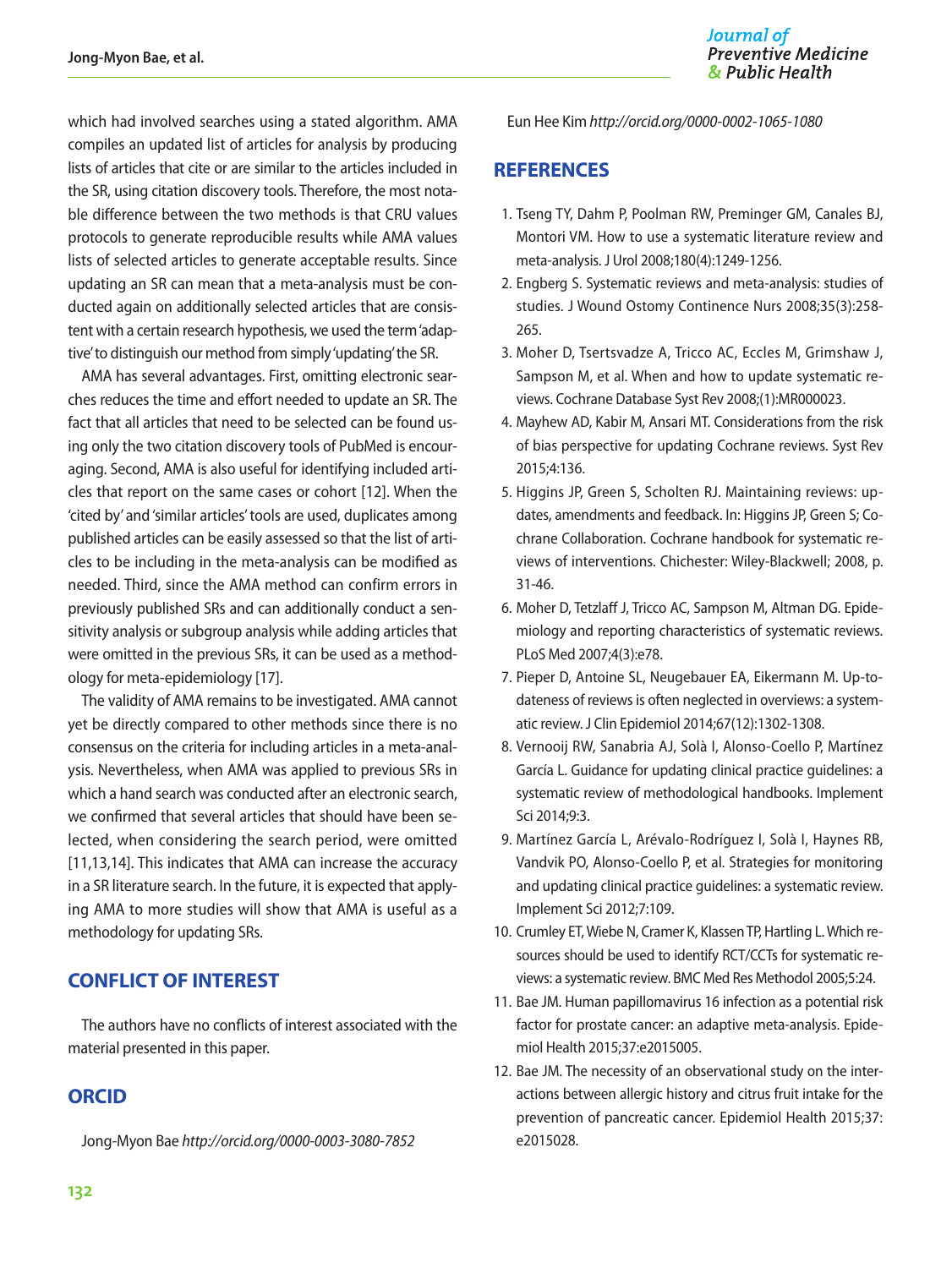which had involved searches using a stated algorithm. AMA compiles an updated list of articles for analysis by producing lists of articles that cite or are similar to the articles included in the SR, using citation discovery tools. Therefore, the most notable difference between the two methods is that CRU values protocols to generate reproducible results while AMA values lists of selected articles to generate acceptable results. Since updating an SR can mean that a meta-analysis must be conducted again on additionally selected articles that are consistent with a certain research hypothesis, we used the term 'adaptive' to distinguish our method from simply 'updating' the SR.

AMA has several advantages. First, omitting electronic searches reduces the time and effort needed to update an SR. The fact that all articles that need to be selected can be found using only the two citation discovery tools of PubMed is encouraging. Second, AMA is also useful for identifying included articles that report on the same cases or cohort [12]. When the 'cited by' and 'similar articles' tools are used, duplicates among published articles can be easily assessed so that the list of articles to be including in the meta-analysis can be modified as needed. Third, since the AMA method can confirm errors in previously published SRs and can additionally conduct a sensitivity analysis or subgroup analysis while adding articles that were omitted in the previous SRs, it can be used as a methodology for meta-epidemiology [17].

The validity of AMA remains to be investigated. AMA cannot yet be directly compared to other methods since there is no consensus on the criteria for including articles in a meta-analysis. Nevertheless, when AMA was applied to previous SRs in which a hand search was conducted after an electronic search, we confirmed that several articles that should have been selected, when considering the search period, were omitted [11,13,14]. This indicates that AMA can increase the accuracy in a SR literature search. In the future, it is expected that applying AMA to more studies will show that AMA is useful as a methodology for updating SRs.

## CONFLICT OF INTEREST

The authors have no conflicts of interest associated with the material presented in this paper.

## ORCID

Jong-Myon Bae *http://orcid.org/0000-0003-3080-7852*

Eun Hee Kim *http://orcid.org/0000-0002-1065-1080*

## REFERENCES

1. Tseng TY, Dahm P, Poolman RW, Preminger GM, Canales BJ, Montori VM. How to use a systematic literature review and meta-analysis. J Urol 2008;180(4):1249-1256.
2. Engberg S. Systematic reviews and meta-analysis: studies of studies. J Wound Ostomy Continence Nurs 2008;35(3):258-265.
3. Moher D, Tsertsvadze A, Tricco AC, Eccles M, Grimshaw J, Sampson M, et al. When and how to update systematic reviews. Cochrane Database Syst Rev 2008;(1):MR000023.
4. Mayhew AD, Kabir M, Ansari MT. Considerations from the risk of bias perspective for updating Cochrane reviews. Syst Rev 2015;4:136.
5. Higgins JP, Green S, Scholten RJ. Maintaining reviews: updates, amendments and feedback. In: Higgins JP, Green S; Cochrane Collaboration. Cochrane handbook for systematic reviews of interventions. Chichester: Wiley-Blackwell; 2008, p. 31-46.
6. Moher D, Tetzlaff J, Tricco AC, Sampson M, Altman DG. Epidemiology and reporting characteristics of systematic reviews. PLoS Med 2007;4(3):e78.
7. Pieper D, Antoine SL, Neugebauer EA, Eikermann M. Up-to-dateness of reviews is often neglected in overviews: a systematic review. J Clin Epidemiol 2014;67(12):1302-1308.
8. Vernooij RW, Sanabria AJ, Solà I, Alonso-Coello P, Martínez García L. Guidance for updating clinical practice guidelines: a systematic review of methodological handbooks. Implement Sci 2014;9:3.
9. Martínez García L, Arévalo-Rodríguez I, Solà I, Haynes RB, Vandvik PO, Alonso-Coello P, et al. Strategies for monitoring and updating clinical practice guidelines: a systematic review. Implement Sci 2012;7:109.
10. Crumley ET, Wiebe N, Cramer K, Klassen TP, Hartling L. Which resources should be used to identify RCT/CCTs for systematic reviews: a systematic review. BMC Med Res Methodol 2005;5:24.
11. Bae JM. Human papillomavirus 16 infection as a potential risk factor for prostate cancer: an adaptive meta-analysis. Epidemiol Health 2015;37:e2015005.
12. Bae JM. The necessity of an observational study on the interactions between allergic history and citrus fruit intake for the prevention of pancreatic cancer. Epidemiol Health 2015;37:e2015028.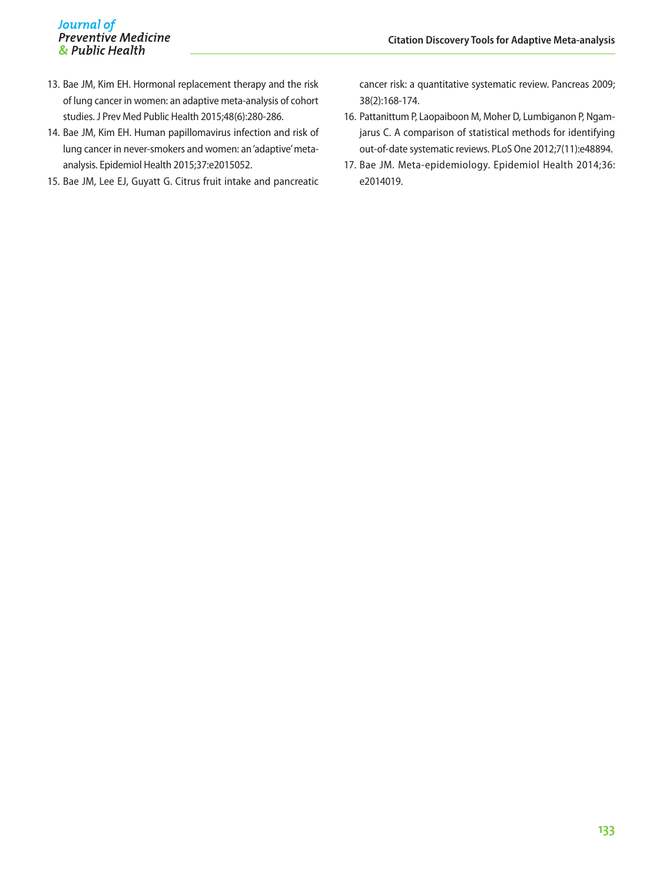13. Bae JM, Kim EH. Hormonal replacement therapy and the risk of lung cancer in women: an adaptive meta-analysis of cohort studies. J Prev Med Public Health 2015;48(6):280-286.
14. Bae JM, Kim EH. Human papillomavirus infection and risk of lung cancer in never-smokers and women: an 'adaptive' meta-analysis. Epidemiol Health 2015;37:e2015052.
15. Bae JM, Lee EJ, Guyatt G. Citrus fruit intake and pancreatic cancer risk: a quantitative systematic review. Pancreas 2009; 38(2):168-174.
16. Pattanittum P, Laopaiboon M, Moher D, Lumbiganon P, Ngamjarus C. A comparison of statistical methods for identifying out-of-date systematic reviews. PLoS One 2012;7(11):e48894.
17. Bae JM. Meta-epidemiology. Epidemiol Health 2014;36: e2014019.